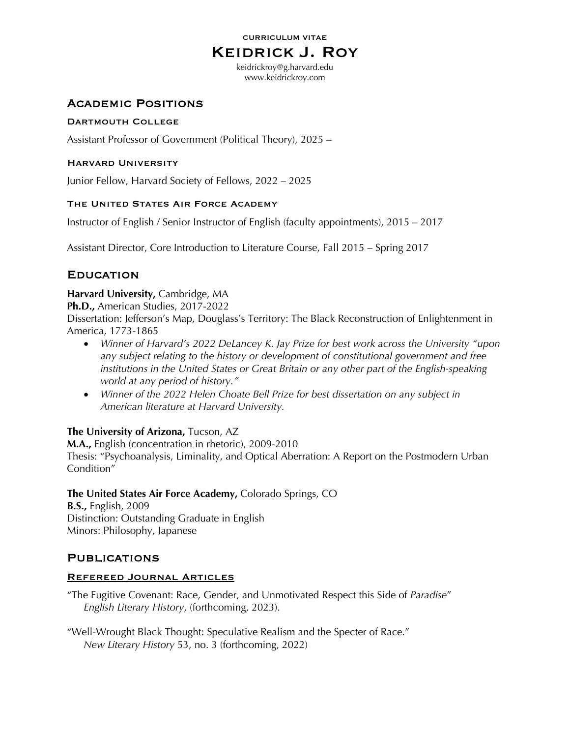curriculum vitae

# Keidrick J. Roy

keidrickroy@g.harvard.edu
www.keidrickroy.com

## Academic Positions

### Dartmouth College

Assistant Professor of Government (Political Theory), 2025 –

### Harvard University

Junior Fellow, Harvard Society of Fellows, 2022 – 2025

### The United States Air Force Academy

Instructor of English / Senior Instructor of English (faculty appointments), 2015 – 2017

Assistant Director, Core Introduction to Literature Course, Fall 2015 – Spring 2017

## Education

**Harvard University,** Cambridge, MA
**Ph.D.,** American Studies, 2017-2022
Dissertation: Jefferson's Map, Douglass's Territory: The Black Reconstruction of Enlightenment in America, 1773-1865

- *Winner of Harvard's 2022 DeLancey K. Jay Prize for best work across the University "upon any subject relating to the history or development of constitutional government and free institutions in the United States or Great Britain or any other part of the English-speaking world at any period of history."*
- *Winner of the 2022 Helen Choate Bell Prize for best dissertation on any subject in American literature at Harvard University.*

**The University of Arizona,** Tucson, AZ
**M.A.,** English (concentration in rhetoric), 2009-2010
Thesis: "Psychoanalysis, Liminality, and Optical Aberration: A Report on the Postmodern Urban Condition"

**The United States Air Force Academy,** Colorado Springs, CO
**B.S.,** English, 2009
Distinction: Outstanding Graduate in English
Minors: Philosophy, Japanese

## Publications

### Refereed Journal Articles

"The Fugitive Covenant: Race, Gender, and Unmotivated Respect this Side of *Paradise*"
*English Literary History*, (forthcoming, 2023).

"Well-Wrought Black Thought: Speculative Realism and the Specter of Race."
*New Literary History* 53, no. 3 (forthcoming, 2022)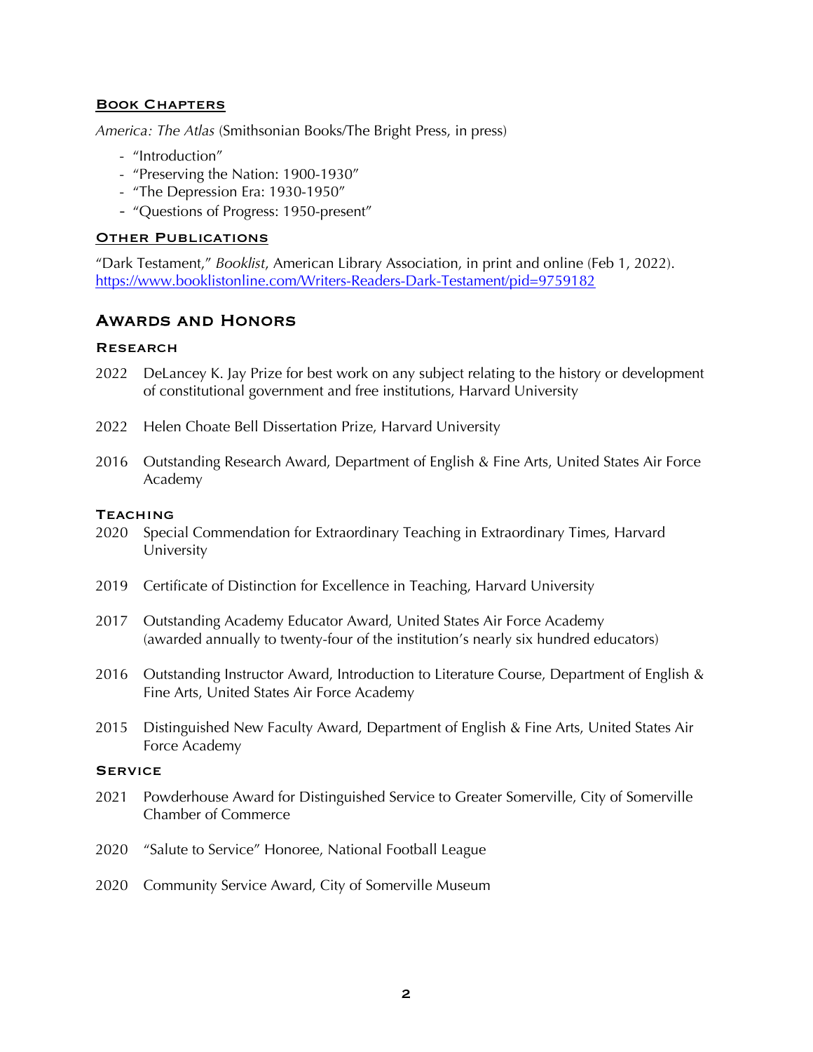### Book Chapters

*America: The Atlas* (Smithsonian Books/The Bright Press, in press)

- "Introduction"
- "Preserving the Nation: 1900-1930"
- "The Depression Era: 1930-1950"
- "Questions of Progress: 1950-present"

### Other Publications

"Dark Testament," *Booklist*, American Library Association, in print and online (Feb 1, 2022). https://www.booklistonline.com/Writers-Readers-Dark-Testament/pid=9759182

## Awards and Honors

### Research

2022 DeLancey K. Jay Prize for best work on any subject relating to the history or development of constitutional government and free institutions, Harvard University

2022 Helen Choate Bell Dissertation Prize, Harvard University

2016 Outstanding Research Award, Department of English & Fine Arts, United States Air Force Academy

### Teaching

2020 Special Commendation for Extraordinary Teaching in Extraordinary Times, Harvard University

2019 Certificate of Distinction for Excellence in Teaching, Harvard University

2017 Outstanding Academy Educator Award, United States Air Force Academy (awarded annually to twenty-four of the institution's nearly six hundred educators)

2016 Outstanding Instructor Award, Introduction to Literature Course, Department of English & Fine Arts, United States Air Force Academy

2015 Distinguished New Faculty Award, Department of English & Fine Arts, United States Air Force Academy

### Service

2021 Powderhouse Award for Distinguished Service to Greater Somerville, City of Somerville Chamber of Commerce

2020 "Salute to Service" Honoree, National Football League

2020 Community Service Award, City of Somerville Museum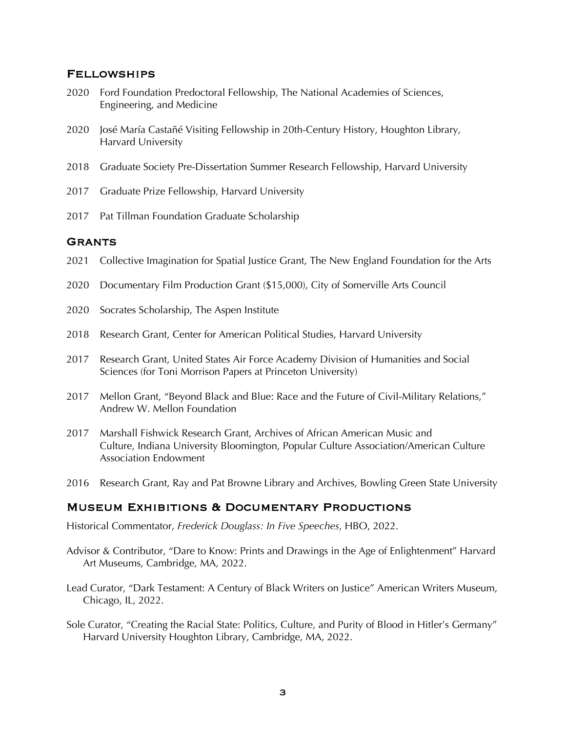## Fellowships

2020 Ford Foundation Predoctoral Fellowship, The National Academies of Sciences, Engineering, and Medicine

2020 José María Castañé Visiting Fellowship in 20th-Century History, Houghton Library, Harvard University

2018 Graduate Society Pre-Dissertation Summer Research Fellowship, Harvard University

2017 Graduate Prize Fellowship, Harvard University

2017 Pat Tillman Foundation Graduate Scholarship

## Grants

2021 Collective Imagination for Spatial Justice Grant, The New England Foundation for the Arts

2020 Documentary Film Production Grant ($15,000), City of Somerville Arts Council

2020 Socrates Scholarship, The Aspen Institute

2018 Research Grant, Center for American Political Studies, Harvard University

2017 Research Grant, United States Air Force Academy Division of Humanities and Social Sciences (for Toni Morrison Papers at Princeton University)

2017 Mellon Grant, "Beyond Black and Blue: Race and the Future of Civil-Military Relations," Andrew W. Mellon Foundation

2017 Marshall Fishwick Research Grant, Archives of African American Music and Culture, Indiana University Bloomington, Popular Culture Association/American Culture Association Endowment

2016 Research Grant, Ray and Pat Browne Library and Archives, Bowling Green State University

## Museum Exhibitions & Documentary Productions

Historical Commentator, *Frederick Douglass: In Five Speeches*, HBO, 2022.

Advisor & Contributor, "Dare to Know: Prints and Drawings in the Age of Enlightenment" Harvard Art Museums, Cambridge, MA, 2022.

Lead Curator, "Dark Testament: A Century of Black Writers on Justice" American Writers Museum, Chicago, IL, 2022.

Sole Curator, "Creating the Racial State: Politics, Culture, and Purity of Blood in Hitler's Germany" Harvard University Houghton Library, Cambridge, MA, 2022.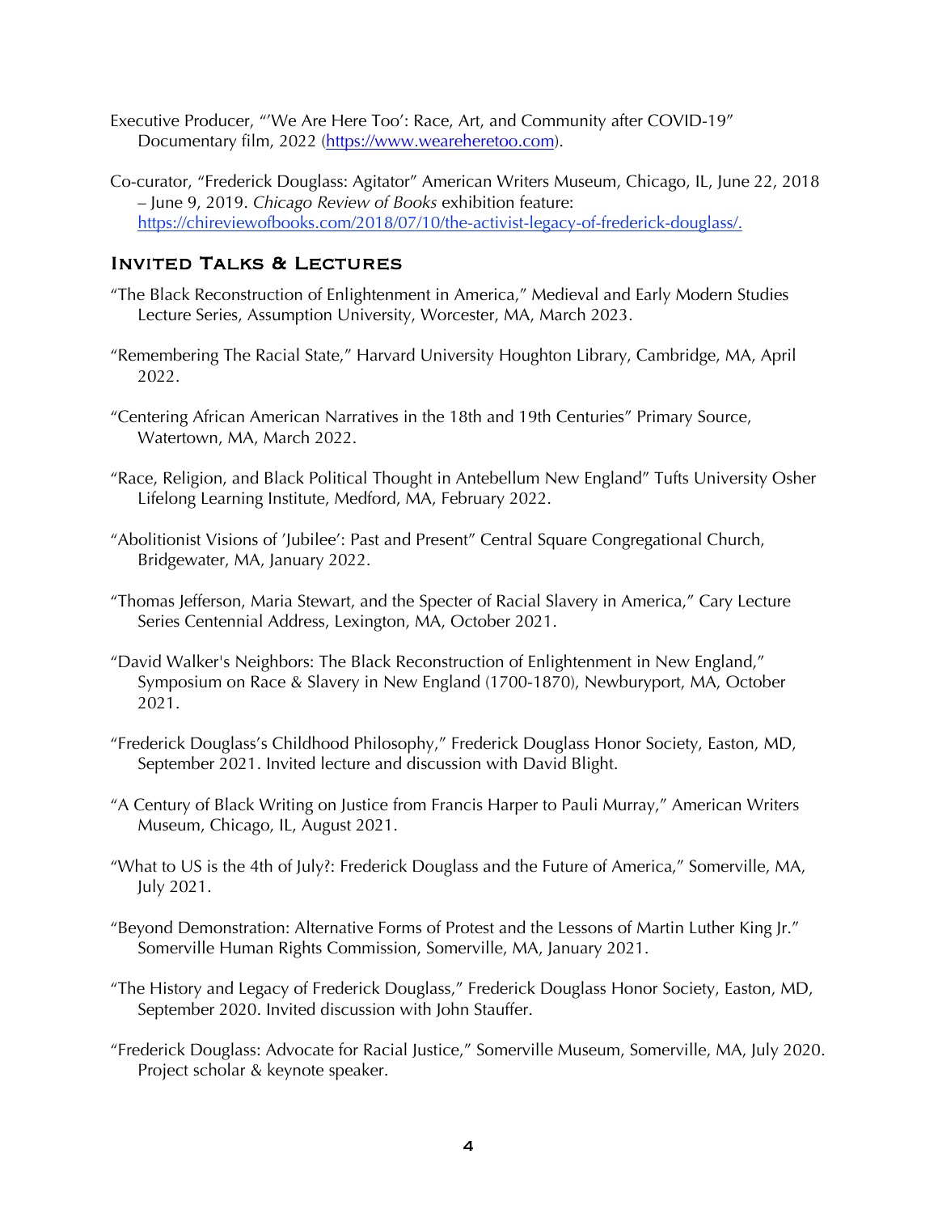Executive Producer, "'We Are Here Too': Race, Art, and Community after COVID-19" Documentary film, 2022 (https://www.weareheretoo.com).

Co-curator, "Frederick Douglass: Agitator" American Writers Museum, Chicago, IL, June 22, 2018 – June 9, 2019. *Chicago Review of Books* exhibition feature: https://chireviewofbooks.com/2018/07/10/the-activist-legacy-of-frederick-douglass/.

## Invited Talks & Lectures

"The Black Reconstruction of Enlightenment in America," Medieval and Early Modern Studies Lecture Series, Assumption University, Worcester, MA, March 2023.

"Remembering The Racial State," Harvard University Houghton Library, Cambridge, MA, April 2022.

"Centering African American Narratives in the 18th and 19th Centuries" Primary Source, Watertown, MA, March 2022.

"Race, Religion, and Black Political Thought in Antebellum New England" Tufts University Osher Lifelong Learning Institute, Medford, MA, February 2022.

"Abolitionist Visions of 'Jubilee': Past and Present" Central Square Congregational Church, Bridgewater, MA, January 2022.

"Thomas Jefferson, Maria Stewart, and the Specter of Racial Slavery in America," Cary Lecture Series Centennial Address, Lexington, MA, October 2021.

"David Walker's Neighbors: The Black Reconstruction of Enlightenment in New England," Symposium on Race & Slavery in New England (1700-1870), Newburyport, MA, October 2021.

"Frederick Douglass's Childhood Philosophy," Frederick Douglass Honor Society, Easton, MD, September 2021. Invited lecture and discussion with David Blight.

"A Century of Black Writing on Justice from Francis Harper to Pauli Murray," American Writers Museum, Chicago, IL, August 2021.

"What to US is the 4th of July?: Frederick Douglass and the Future of America," Somerville, MA, July 2021.

"Beyond Demonstration: Alternative Forms of Protest and the Lessons of Martin Luther King Jr." Somerville Human Rights Commission, Somerville, MA, January 2021.

"The History and Legacy of Frederick Douglass," Frederick Douglass Honor Society, Easton, MD, September 2020. Invited discussion with John Stauffer.

"Frederick Douglass: Advocate for Racial Justice," Somerville Museum, Somerville, MA, July 2020. Project scholar & keynote speaker.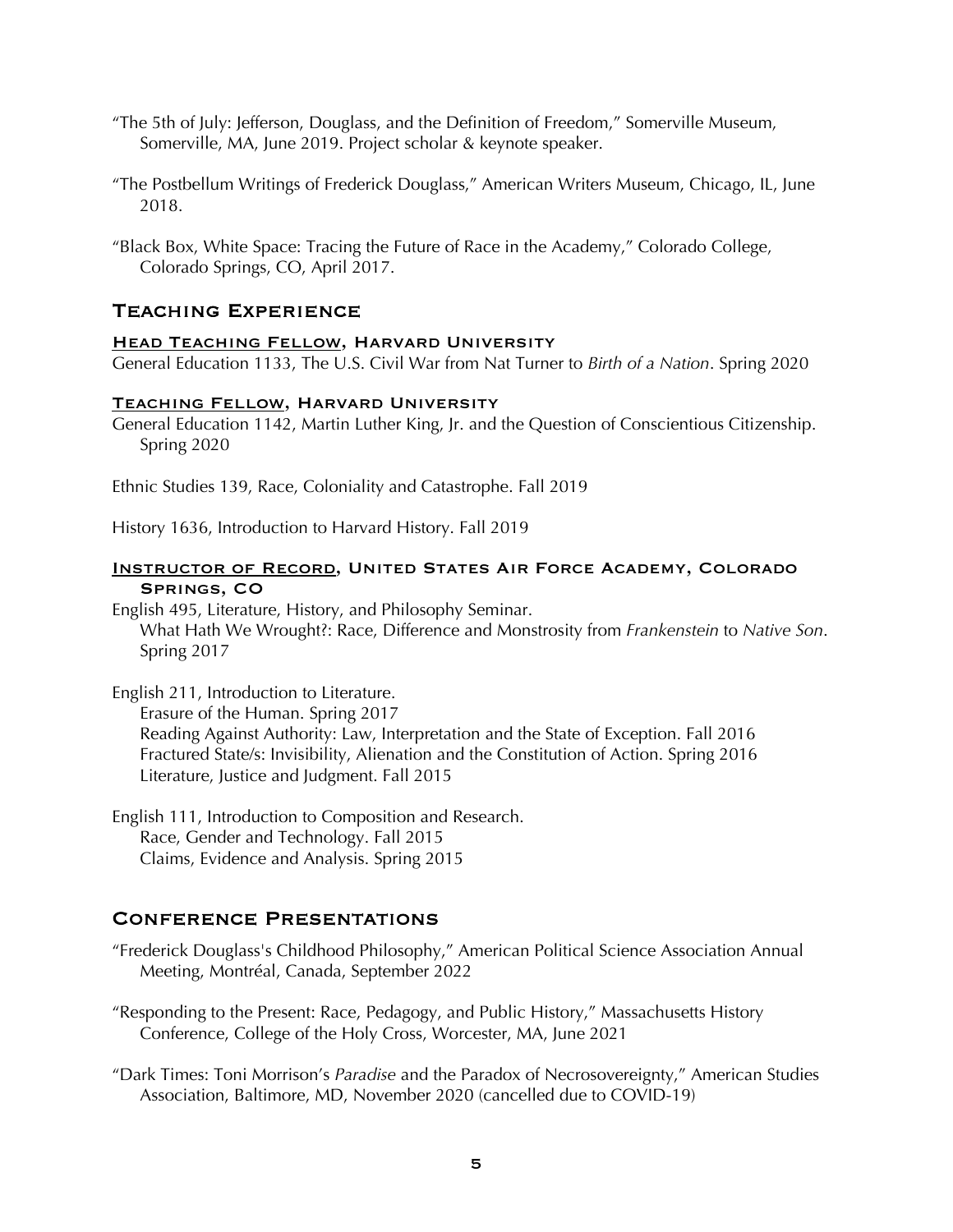"The 5th of July: Jefferson, Douglass, and the Definition of Freedom," Somerville Museum, Somerville, MA, June 2019. Project scholar & keynote speaker.

"The Postbellum Writings of Frederick Douglass," American Writers Museum, Chicago, IL, June 2018.

"Black Box, White Space: Tracing the Future of Race in the Academy," Colorado College, Colorado Springs, CO, April 2017.

## Teaching Experience

### Head Teaching Fellow, Harvard University

General Education 1133, The U.S. Civil War from Nat Turner to *Birth of a Nation*. Spring 2020

### Teaching Fellow, Harvard University

General Education 1142, Martin Luther King, Jr. and the Question of Conscientious Citizenship. Spring 2020

Ethnic Studies 139, Race, Coloniality and Catastrophe. Fall 2019

History 1636, Introduction to Harvard History. Fall 2019

### Instructor of Record, United States Air Force Academy, Colorado Springs, CO

English 495, Literature, History, and Philosophy Seminar.
What Hath We Wrought?: Race, Difference and Monstrosity from *Frankenstein* to *Native Son*. Spring 2017

English 211, Introduction to Literature.
Erasure of the Human. Spring 2017
Reading Against Authority: Law, Interpretation and the State of Exception. Fall 2016
Fractured State/s: Invisibility, Alienation and the Constitution of Action. Spring 2016
Literature, Justice and Judgment. Fall 2015

English 111, Introduction to Composition and Research.
Race, Gender and Technology. Fall 2015
Claims, Evidence and Analysis. Spring 2015

## Conference Presentations

"Frederick Douglass's Childhood Philosophy," American Political Science Association Annual Meeting, Montréal, Canada, September 2022

"Responding to the Present: Race, Pedagogy, and Public History," Massachusetts History Conference, College of the Holy Cross, Worcester, MA, June 2021

"Dark Times: Toni Morrison's *Paradise* and the Paradox of Necrosovereignty," American Studies Association, Baltimore, MD, November 2020 (cancelled due to COVID-19)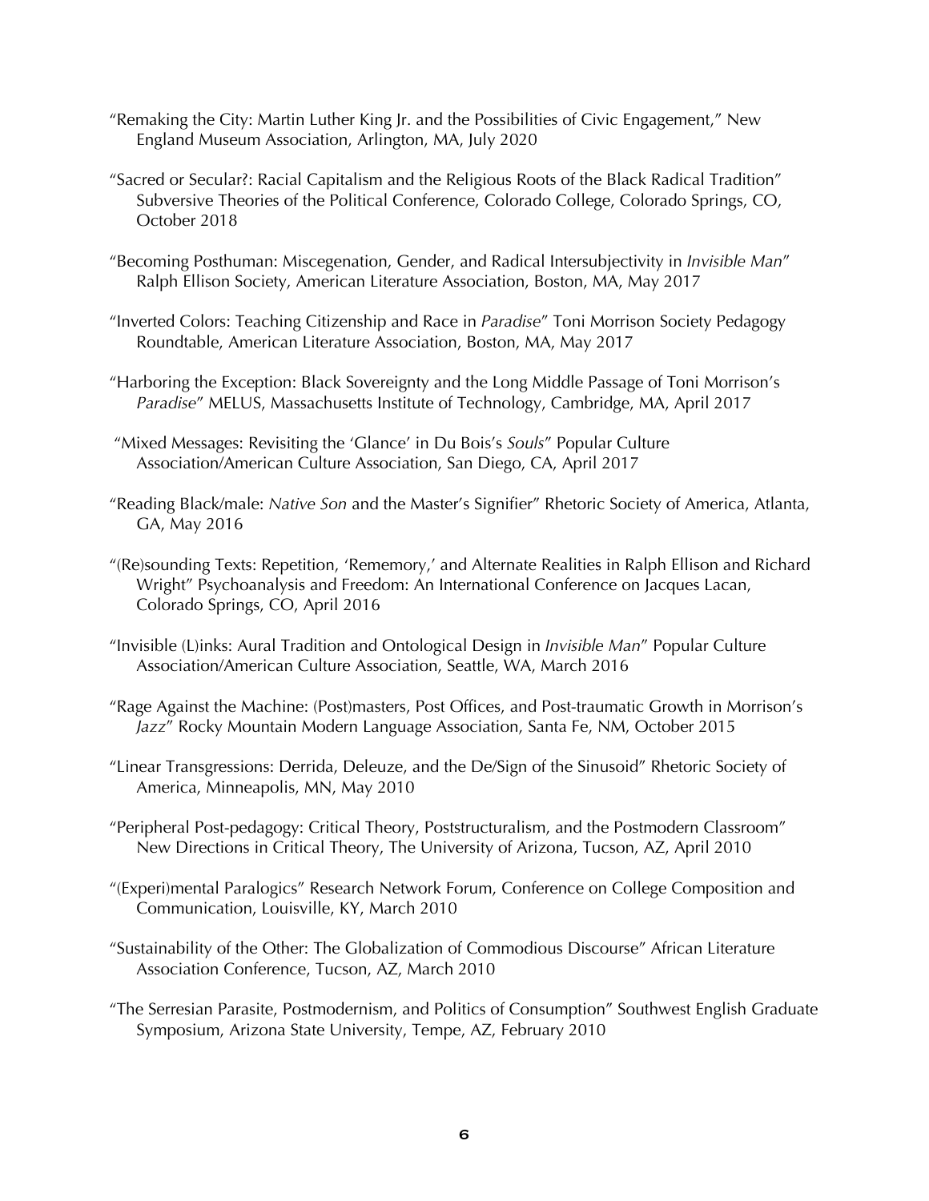"Remaking the City: Martin Luther King Jr. and the Possibilities of Civic Engagement," New England Museum Association, Arlington, MA, July 2020

"Sacred or Secular?: Racial Capitalism and the Religious Roots of the Black Radical Tradition" Subversive Theories of the Political Conference, Colorado College, Colorado Springs, CO, October 2018

"Becoming Posthuman: Miscegenation, Gender, and Radical Intersubjectivity in *Invisible Man*" Ralph Ellison Society, American Literature Association, Boston, MA, May 2017

"Inverted Colors: Teaching Citizenship and Race in *Paradise*" Toni Morrison Society Pedagogy Roundtable, American Literature Association, Boston, MA, May 2017

"Harboring the Exception: Black Sovereignty and the Long Middle Passage of Toni Morrison's *Paradise*" MELUS, Massachusetts Institute of Technology, Cambridge, MA, April 2017

"Mixed Messages: Revisiting the 'Glance' in Du Bois's *Souls*" Popular Culture Association/American Culture Association, San Diego, CA, April 2017

"Reading Black/male: *Native Son* and the Master's Signifier" Rhetoric Society of America, Atlanta, GA, May 2016

"(Re)sounding Texts: Repetition, 'Rememory,' and Alternate Realities in Ralph Ellison and Richard Wright" Psychoanalysis and Freedom: An International Conference on Jacques Lacan, Colorado Springs, CO, April 2016

"Invisible (L)inks: Aural Tradition and Ontological Design in *Invisible Man*" Popular Culture Association/American Culture Association, Seattle, WA, March 2016

"Rage Against the Machine: (Post)masters, Post Offices, and Post-traumatic Growth in Morrison's *Jazz*" Rocky Mountain Modern Language Association, Santa Fe, NM, October 2015

"Linear Transgressions: Derrida, Deleuze, and the De/Sign of the Sinusoid" Rhetoric Society of America, Minneapolis, MN, May 2010

"Peripheral Post-pedagogy: Critical Theory, Poststructuralism, and the Postmodern Classroom" New Directions in Critical Theory, The University of Arizona, Tucson, AZ, April 2010

"(Experi)mental Paralogics" Research Network Forum, Conference on College Composition and Communication, Louisville, KY, March 2010

"Sustainability of the Other: The Globalization of Commodious Discourse" African Literature Association Conference, Tucson, AZ, March 2010

"The Serresian Parasite, Postmodernism, and Politics of Consumption" Southwest English Graduate Symposium, Arizona State University, Tempe, AZ, February 2010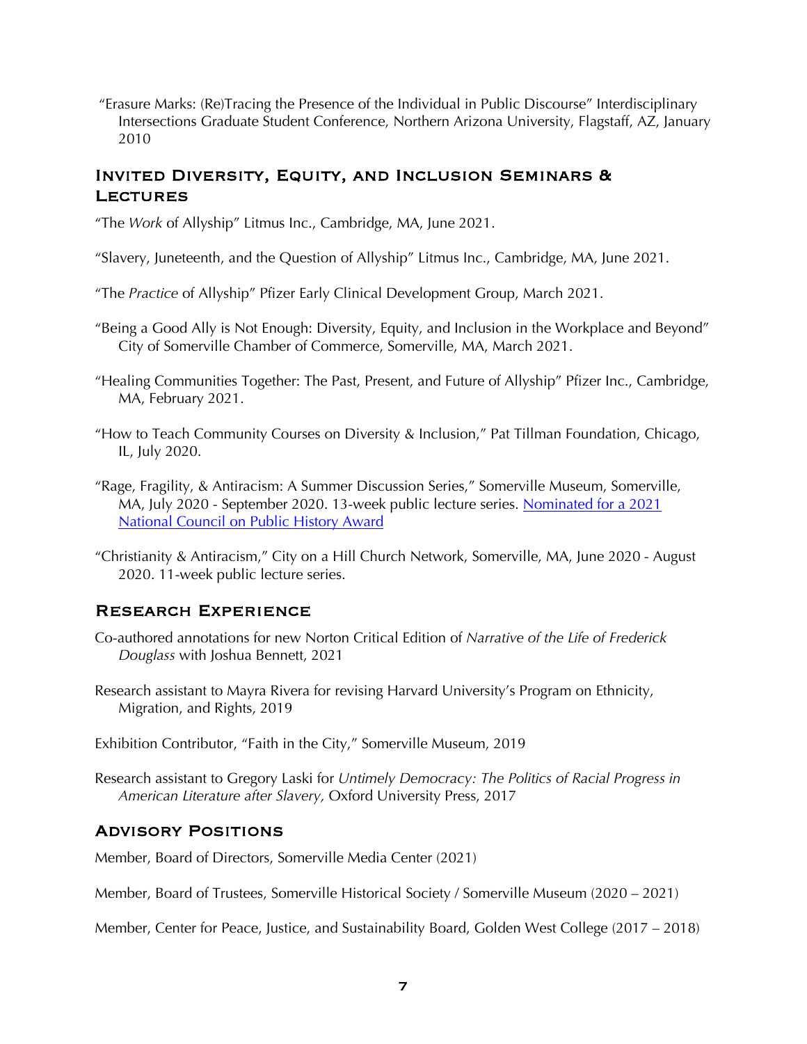"Erasure Marks: (Re)Tracing the Presence of the Individual in Public Discourse" Interdisciplinary Intersections Graduate Student Conference, Northern Arizona University, Flagstaff, AZ, January 2010

## Invited Diversity, Equity, and Inclusion Seminars & Lectures

"The *Work* of Allyship" Litmus Inc., Cambridge, MA, June 2021.

"Slavery, Juneteenth, and the Question of Allyship" Litmus Inc., Cambridge, MA, June 2021.

"The *Practice* of Allyship" Pfizer Early Clinical Development Group, March 2021.

"Being a Good Ally is Not Enough: Diversity, Equity, and Inclusion in the Workplace and Beyond" City of Somerville Chamber of Commerce, Somerville, MA, March 2021.

"Healing Communities Together: The Past, Present, and Future of Allyship" Pfizer Inc., Cambridge, MA, February 2021.

"How to Teach Community Courses on Diversity & Inclusion," Pat Tillman Foundation, Chicago, IL, July 2020.

"Rage, Fragility, & Antiracism: A Summer Discussion Series," Somerville Museum, Somerville, MA, July 2020 - September 2020. 13-week public lecture series. Nominated for a 2021 National Council on Public History Award

"Christianity & Antiracism," City on a Hill Church Network, Somerville, MA, June 2020 - August 2020. 11-week public lecture series.

## Research Experience

Co-authored annotations for new Norton Critical Edition of *Narrative of the Life of Frederick Douglass* with Joshua Bennett, 2021

Research assistant to Mayra Rivera for revising Harvard University's Program on Ethnicity, Migration, and Rights, 2019

Exhibition Contributor, "Faith in the City," Somerville Museum, 2019

Research assistant to Gregory Laski for *Untimely Democracy: The Politics of Racial Progress in American Literature after Slavery,* Oxford University Press, 2017

## Advisory Positions

Member, Board of Directors, Somerville Media Center (2021)

Member, Board of Trustees, Somerville Historical Society / Somerville Museum (2020 – 2021)

Member, Center for Peace, Justice, and Sustainability Board, Golden West College (2017 – 2018)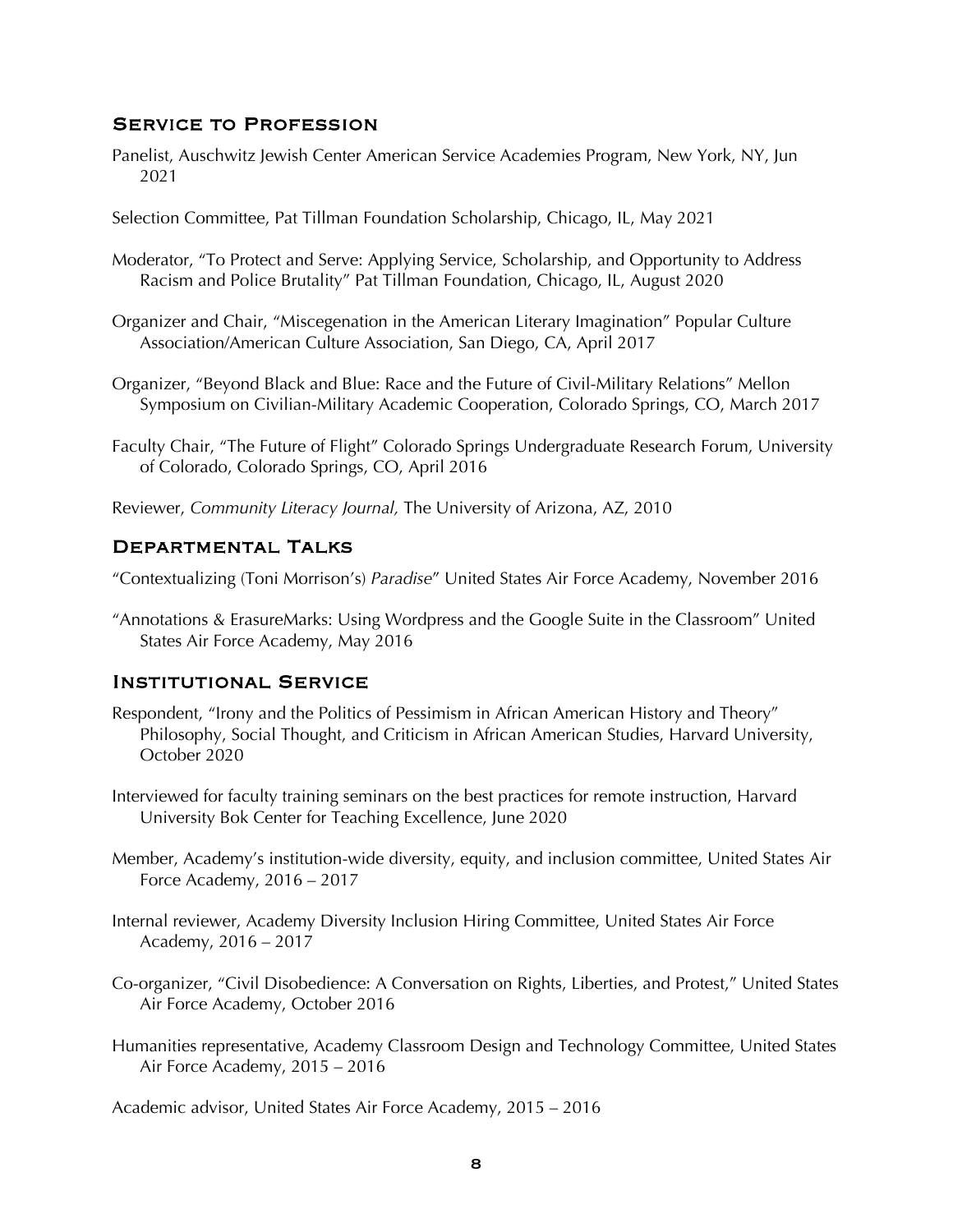## Service to Profession

Panelist, Auschwitz Jewish Center American Service Academies Program, New York, NY, Jun 2021

Selection Committee, Pat Tillman Foundation Scholarship, Chicago, IL, May 2021

Moderator, "To Protect and Serve: Applying Service, Scholarship, and Opportunity to Address Racism and Police Brutality" Pat Tillman Foundation, Chicago, IL, August 2020

Organizer and Chair, "Miscegenation in the American Literary Imagination" Popular Culture Association/American Culture Association, San Diego, CA, April 2017

Organizer, "Beyond Black and Blue: Race and the Future of Civil-Military Relations" Mellon Symposium on Civilian-Military Academic Cooperation, Colorado Springs, CO, March 2017

Faculty Chair, "The Future of Flight" Colorado Springs Undergraduate Research Forum, University of Colorado, Colorado Springs, CO, April 2016

Reviewer, *Community Literacy Journal,* The University of Arizona, AZ, 2010

## Departmental Talks

"Contextualizing (Toni Morrison's) *Paradise*" United States Air Force Academy, November 2016

"Annotations & ErasureMarks: Using Wordpress and the Google Suite in the Classroom" United States Air Force Academy, May 2016

## Institutional Service

Respondent, "Irony and the Politics of Pessimism in African American History and Theory" Philosophy, Social Thought, and Criticism in African American Studies, Harvard University, October 2020

Interviewed for faculty training seminars on the best practices for remote instruction, Harvard University Bok Center for Teaching Excellence, June 2020

Member, Academy's institution-wide diversity, equity, and inclusion committee, United States Air Force Academy, 2016 – 2017

Internal reviewer, Academy Diversity Inclusion Hiring Committee, United States Air Force Academy, 2016 – 2017

Co-organizer, "Civil Disobedience: A Conversation on Rights, Liberties, and Protest," United States Air Force Academy, October 2016

Humanities representative, Academy Classroom Design and Technology Committee, United States Air Force Academy, 2015 – 2016

Academic advisor, United States Air Force Academy, 2015 – 2016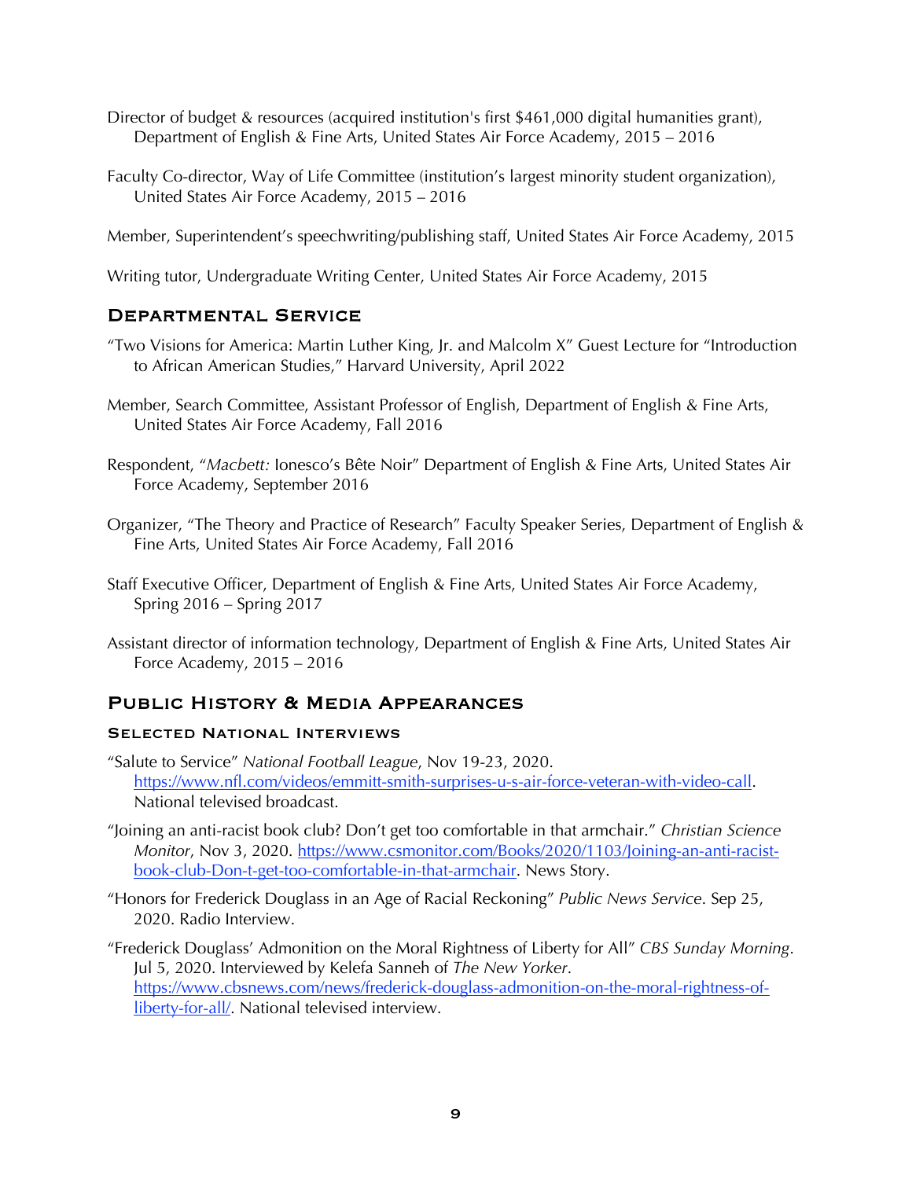Director of budget & resources (acquired institution's first $461,000 digital humanities grant), Department of English & Fine Arts, United States Air Force Academy, 2015 – 2016

Faculty Co-director, Way of Life Committee (institution's largest minority student organization), United States Air Force Academy, 2015 – 2016

Member, Superintendent's speechwriting/publishing staff, United States Air Force Academy, 2015

Writing tutor, Undergraduate Writing Center, United States Air Force Academy, 2015

## Departmental Service

"Two Visions for America: Martin Luther King, Jr. and Malcolm X" Guest Lecture for "Introduction to African American Studies," Harvard University, April 2022

Member, Search Committee, Assistant Professor of English, Department of English & Fine Arts, United States Air Force Academy, Fall 2016

Respondent, "*Macbett:* Ionesco's Bête Noir" Department of English & Fine Arts, United States Air Force Academy, September 2016

Organizer, "The Theory and Practice of Research" Faculty Speaker Series, Department of English & Fine Arts, United States Air Force Academy, Fall 2016

Staff Executive Officer, Department of English & Fine Arts, United States Air Force Academy, Spring 2016 – Spring 2017

Assistant director of information technology, Department of English & Fine Arts, United States Air Force Academy, 2015 – 2016

## Public History & Media Appearances

### Selected National Interviews

"Salute to Service" *National Football League*, Nov 19-23, 2020. https://www.nfl.com/videos/emmitt-smith-surprises-u-s-air-force-veteran-with-video-call. National televised broadcast.

"Joining an anti-racist book club? Don't get too comfortable in that armchair." *Christian Science Monitor*, Nov 3, 2020. https://www.csmonitor.com/Books/2020/1103/Joining-an-anti-racist-book-club-Don-t-get-too-comfortable-in-that-armchair. News Story.

"Honors for Frederick Douglass in an Age of Racial Reckoning" *Public News Service*. Sep 25, 2020. Radio Interview.

"Frederick Douglass' Admonition on the Moral Rightness of Liberty for All" *CBS Sunday Morning*. Jul 5, 2020. Interviewed by Kelefa Sanneh of *The New Yorker*. https://www.cbsnews.com/news/frederick-douglass-admonition-on-the-moral-rightness-of-liberty-for-all/. National televised interview.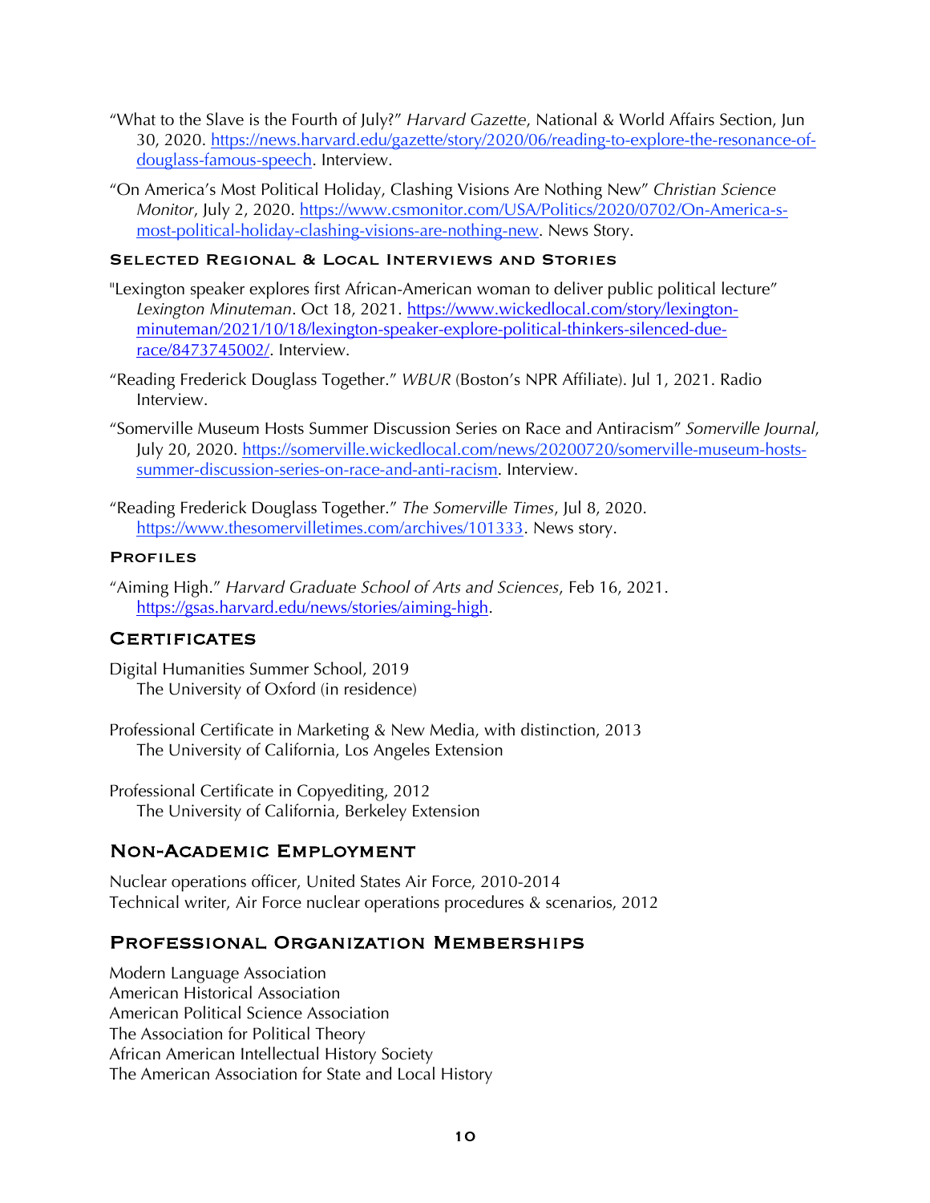"What to the Slave is the Fourth of July?" *Harvard Gazette*, National & World Affairs Section, Jun 30, 2020. https://news.harvard.edu/gazette/story/2020/06/reading-to-explore-the-resonance-of-douglass-famous-speech. Interview.

"On America's Most Political Holiday, Clashing Visions Are Nothing New" *Christian Science Monitor*, July 2, 2020. https://www.csmonitor.com/USA/Politics/2020/0702/On-America-s-most-political-holiday-clashing-visions-are-nothing-new. News Story.

### Selected Regional & Local Interviews and Stories

"Lexington speaker explores first African-American woman to deliver public political lecture" *Lexington Minuteman*. Oct 18, 2021. https://www.wickedlocal.com/story/lexington-minuteman/2021/10/18/lexington-speaker-explore-political-thinkers-silenced-due-race/8473745002/. Interview.

"Reading Frederick Douglass Together." *WBUR* (Boston's NPR Affiliate). Jul 1, 2021. Radio Interview.

"Somerville Museum Hosts Summer Discussion Series on Race and Antiracism" *Somerville Journal*, July 20, 2020. https://somerville.wickedlocal.com/news/20200720/somerville-museum-hosts-summer-discussion-series-on-race-and-anti-racism. Interview.

"Reading Frederick Douglass Together." *The Somerville Times*, Jul 8, 2020. https://www.thesomervilletimes.com/archives/101333. News story.

### Profiles

"Aiming High." *Harvard Graduate School of Arts and Sciences*, Feb 16, 2021. https://gsas.harvard.edu/news/stories/aiming-high.

## Certificates

Digital Humanities Summer School, 2019
The University of Oxford (in residence)

Professional Certificate in Marketing & New Media, with distinction, 2013
The University of California, Los Angeles Extension

Professional Certificate in Copyediting, 2012
The University of California, Berkeley Extension

## Non-Academic Employment

Nuclear operations officer, United States Air Force, 2010-2014
Technical writer, Air Force nuclear operations procedures & scenarios, 2012

## Professional Organization Memberships

Modern Language Association
American Historical Association
American Political Science Association
The Association for Political Theory
African American Intellectual History Society
The American Association for State and Local History